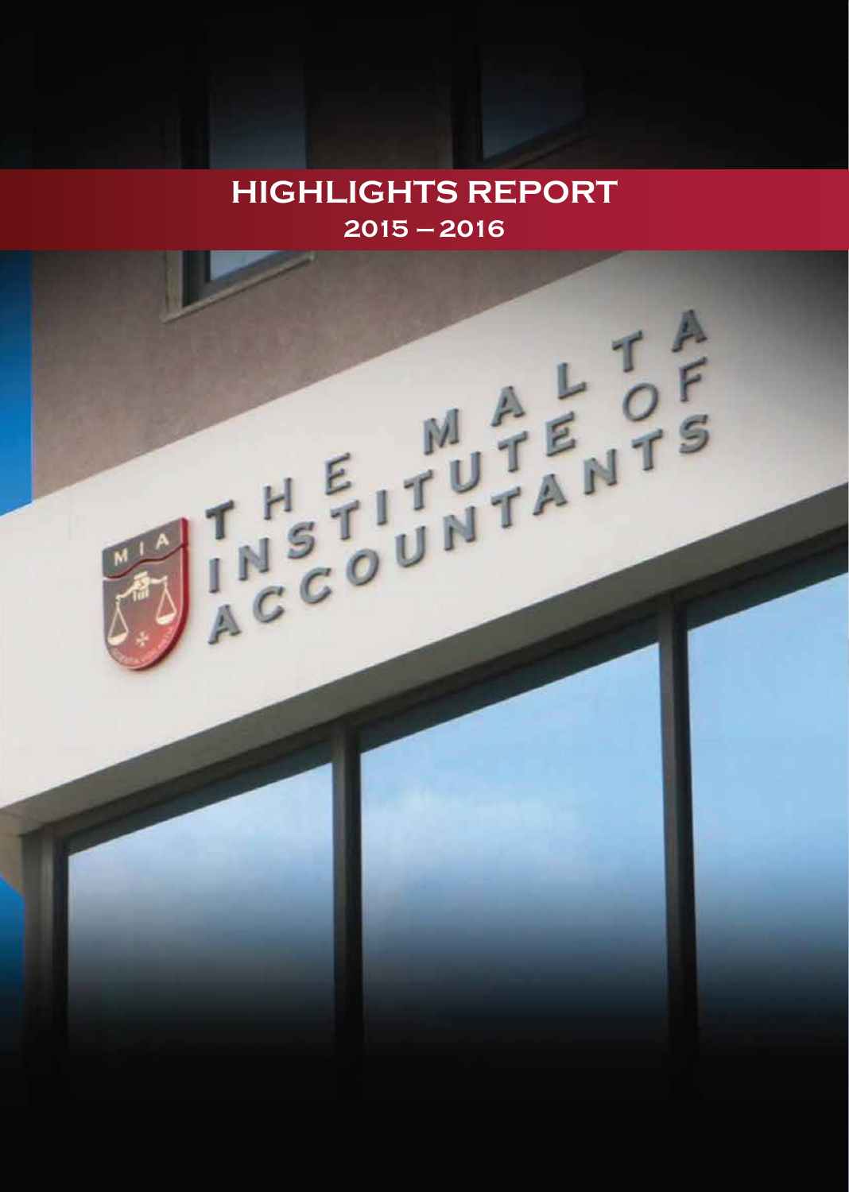# HIGHLIGHTS REPORT

## 2015 – 2016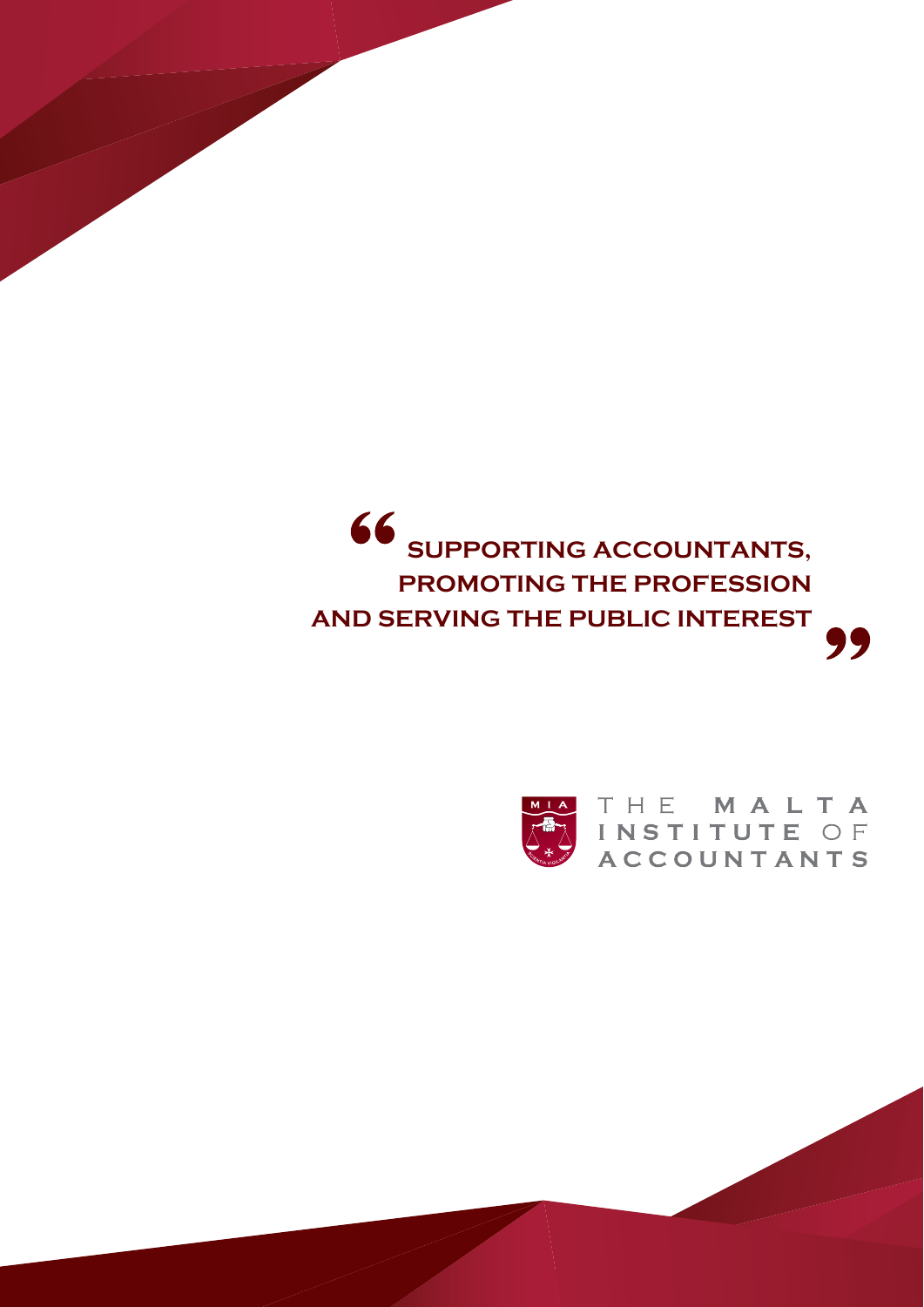> **SUPPORTING ACCOUNTANTS, PROMOTING THE PROFESSION AND SERVING THE PUBLIC INTEREST**

THE MALTA INSTITUTE OF ACCOUNTANTS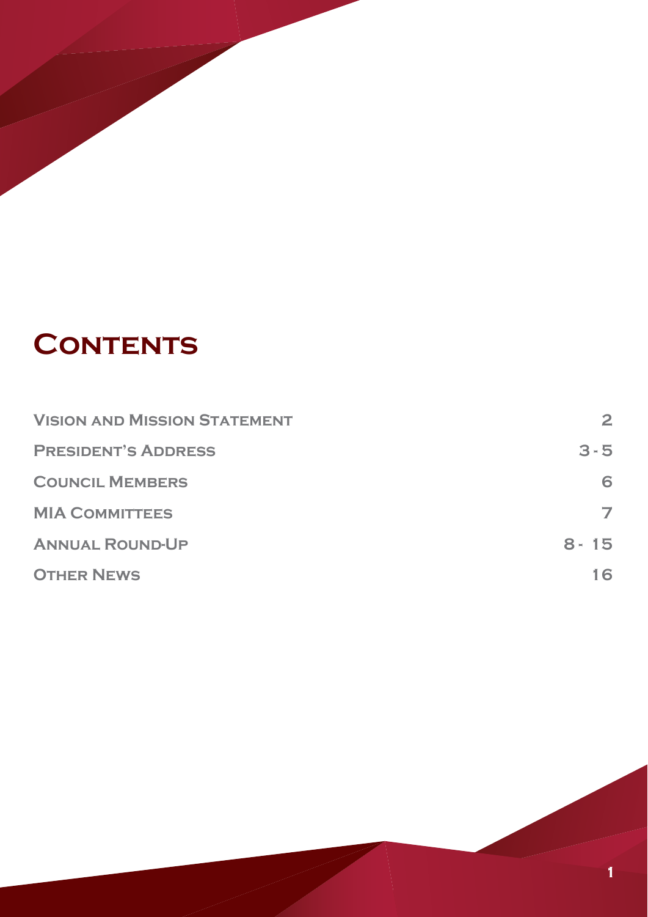# Contents

| | |
|---|---|
| Vision and Mission Statement | 2 |
| President's Address | 3 - 5 |
| Council Members | 6 |
| MIA Committees | 7 |
| Annual Round-Up | 8 - 15 |
| Other News | 16 |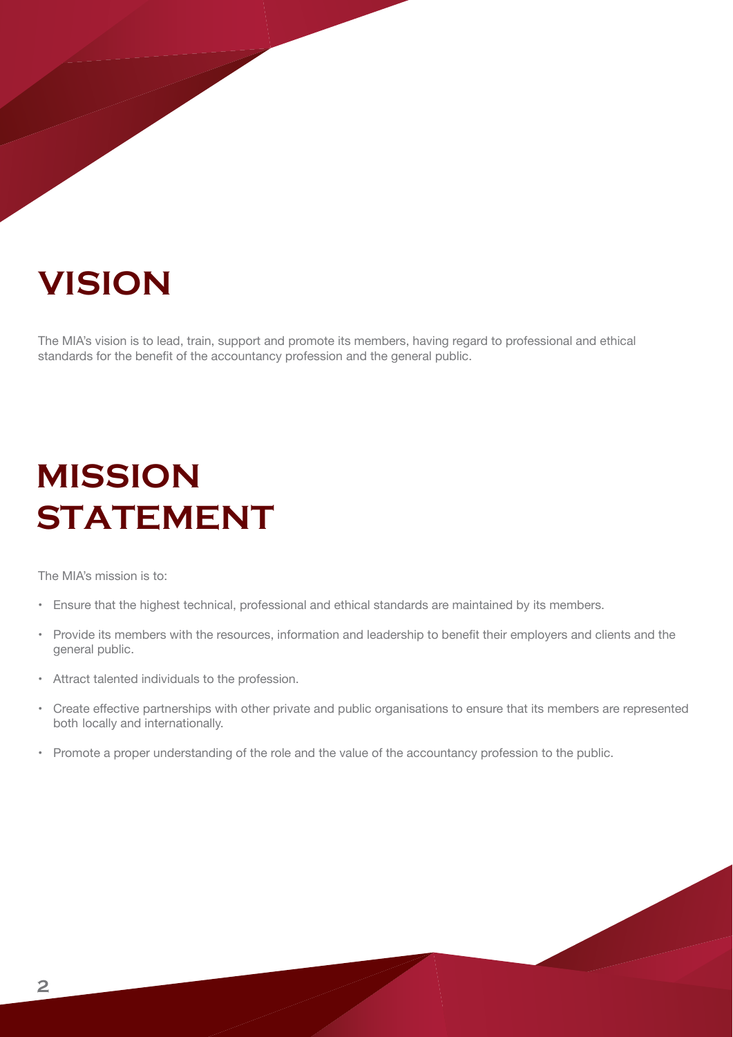# VISION

The MIA's vision is to lead, train, support and promote its members, having regard to professional and ethical standards for the benefit of the accountancy profession and the general public.

# MISSION STATEMENT

The MIA's mission is to:

- Ensure that the highest technical, professional and ethical standards are maintained by its members.
- Provide its members with the resources, information and leadership to benefit their employers and clients and the general public.
- Attract talented individuals to the profession.
- Create effective partnerships with other private and public organisations to ensure that its members are represented both locally and internationally.
- Promote a proper understanding of the role and the value of the accountancy profession to the public.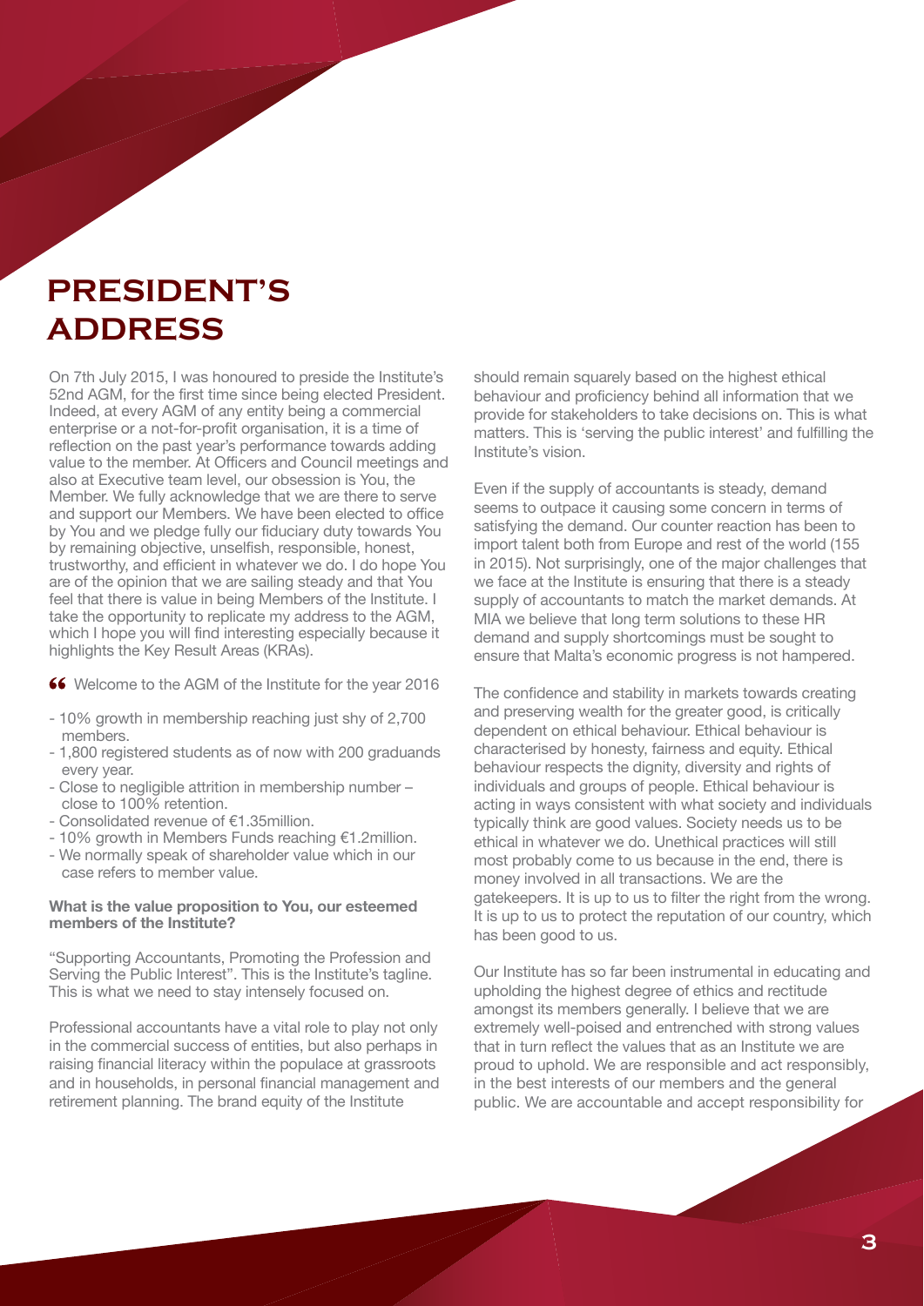# PRESIDENT'S ADDRESS

On 7th July 2015, I was honoured to preside the Institute's 52nd AGM, for the first time since being elected President. Indeed, at every AGM of any entity being a commercial enterprise or a not-for-profit organisation, it is a time of reflection on the past year's performance towards adding value to the member. At Officers and Council meetings and also at Executive team level, our obsession is You, the Member. We fully acknowledge that we are there to serve and support our Members. We have been elected to office by You and we pledge fully our fiduciary duty towards You by remaining objective, unselfish, responsible, honest, trustworthy, and efficient in whatever we do. I do hope You are of the opinion that we are sailing steady and that You feel that there is value in being Members of the Institute. I take the opportunity to replicate my address to the AGM, which I hope you will find interesting especially because it highlights the Key Result Areas (KRAs).

❝ Welcome to the AGM of the Institute for the year 2016

- 10% growth in membership reaching just shy of 2,700 members.
- 1,800 registered students as of now with 200 graduands every year.
- Close to negligible attrition in membership number – close to 100% retention.
- Consolidated revenue of €1.35million.
- 10% growth in Members Funds reaching €1.2million.
- We normally speak of shareholder value which in our case refers to member value.

**What is the value proposition to You, our esteemed members of the Institute?**

"Supporting Accountants, Promoting the Profession and Serving the Public Interest". This is the Institute's tagline. This is what we need to stay intensely focused on.

Professional accountants have a vital role to play not only in the commercial success of entities, but also perhaps in raising financial literacy within the populace at grassroots and in households, in personal financial management and retirement planning. The brand equity of the Institute should remain squarely based on the highest ethical behaviour and proficiency behind all information that we provide for stakeholders to take decisions on. This is what matters. This is 'serving the public interest' and fulfilling the Institute's vision.

Even if the supply of accountants is steady, demand seems to outpace it causing some concern in terms of satisfying the demand. Our counter reaction has been to import talent both from Europe and rest of the world (155 in 2015). Not surprisingly, one of the major challenges that we face at the Institute is ensuring that there is a steady supply of accountants to match the market demands. At MIA we believe that long term solutions to these HR demand and supply shortcomings must be sought to ensure that Malta's economic progress is not hampered.

The confidence and stability in markets towards creating and preserving wealth for the greater good, is critically dependent on ethical behaviour. Ethical behaviour is characterised by honesty, fairness and equity. Ethical behaviour respects the dignity, diversity and rights of individuals and groups of people. Ethical behaviour is acting in ways consistent with what society and individuals typically think are good values. Society needs us to be ethical in whatever we do. Unethical practices will still most probably come to us because in the end, there is money involved in all transactions. We are the gatekeepers. It is up to us to filter the right from the wrong. It is up to us to protect the reputation of our country, which has been good to us.

Our Institute has so far been instrumental in educating and upholding the highest degree of ethics and rectitude amongst its members generally. I believe that we are extremely well-poised and entrenched with strong values that in turn reflect the values that as an Institute we are proud to uphold. We are responsible and act responsibly, in the best interests of our members and the general public. We are accountable and accept responsibility for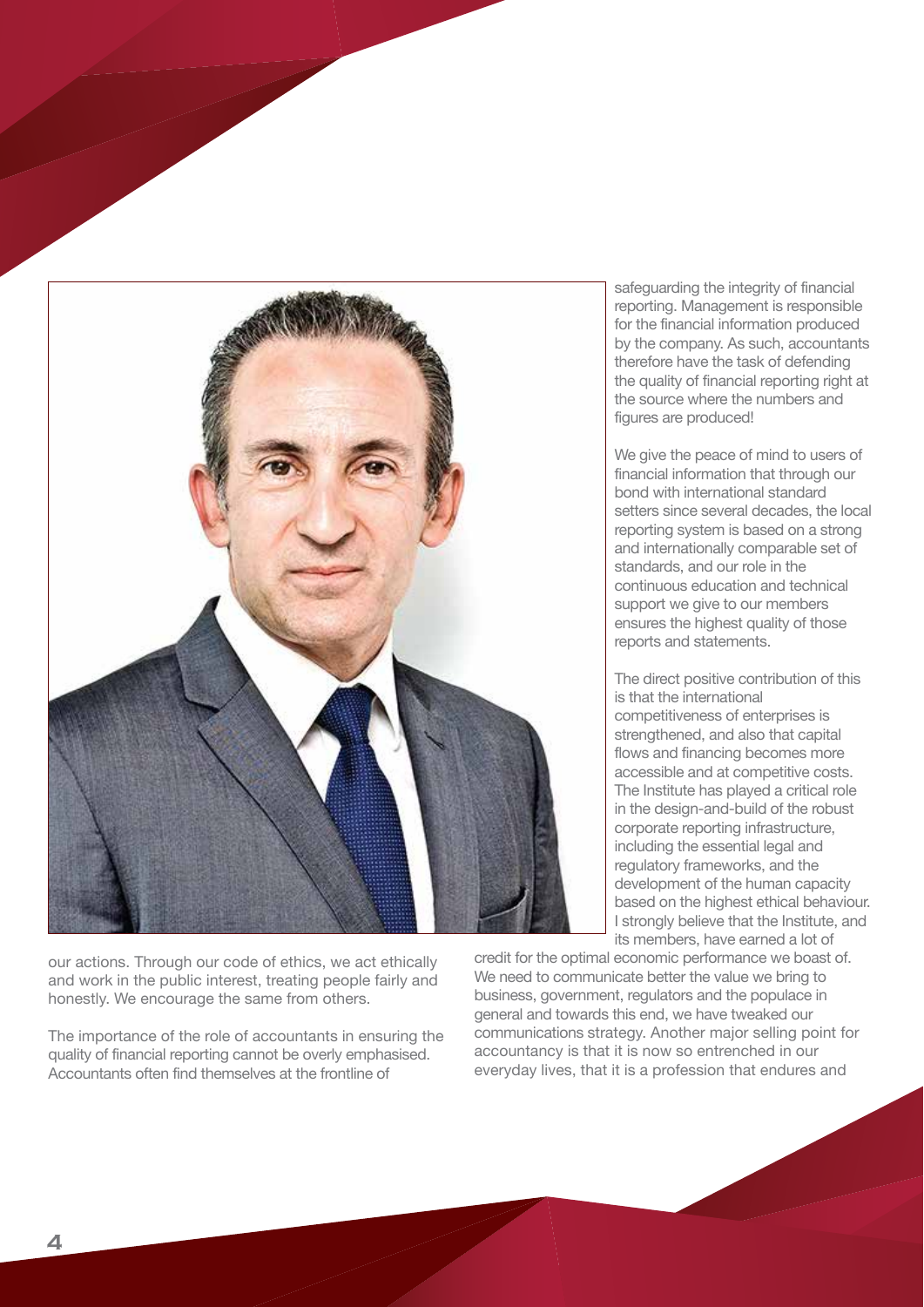our actions. Through our code of ethics, we act ethically and work in the public interest, treating people fairly and honestly. We encourage the same from others.

The importance of the role of accountants in ensuring the quality of financial reporting cannot be overly emphasised. Accountants often find themselves at the frontline of safeguarding the integrity of financial reporting. Management is responsible for the financial information produced by the company. As such, accountants therefore have the task of defending the quality of financial reporting right at the source where the numbers and figures are produced!

We give the peace of mind to users of financial information that through our bond with international standard setters since several decades, the local reporting system is based on a strong and internationally comparable set of standards, and our role in the continuous education and technical support we give to our members ensures the highest quality of those reports and statements.

The direct positive contribution of this is that the international competitiveness of enterprises is strengthened, and also that capital flows and financing becomes more accessible and at competitive costs. The Institute has played a critical role in the design-and-build of the robust corporate reporting infrastructure, including the essential legal and regulatory frameworks, and the development of the human capacity based on the highest ethical behaviour. I strongly believe that the Institute, and its members, have earned a lot of credit for the optimal economic performance we boast of. We need to communicate better the value we bring to business, government, regulators and the populace in general and towards this end, we have tweaked our communications strategy. Another major selling point for accountancy is that it is now so entrenched in our everyday lives, that it is a profession that endures and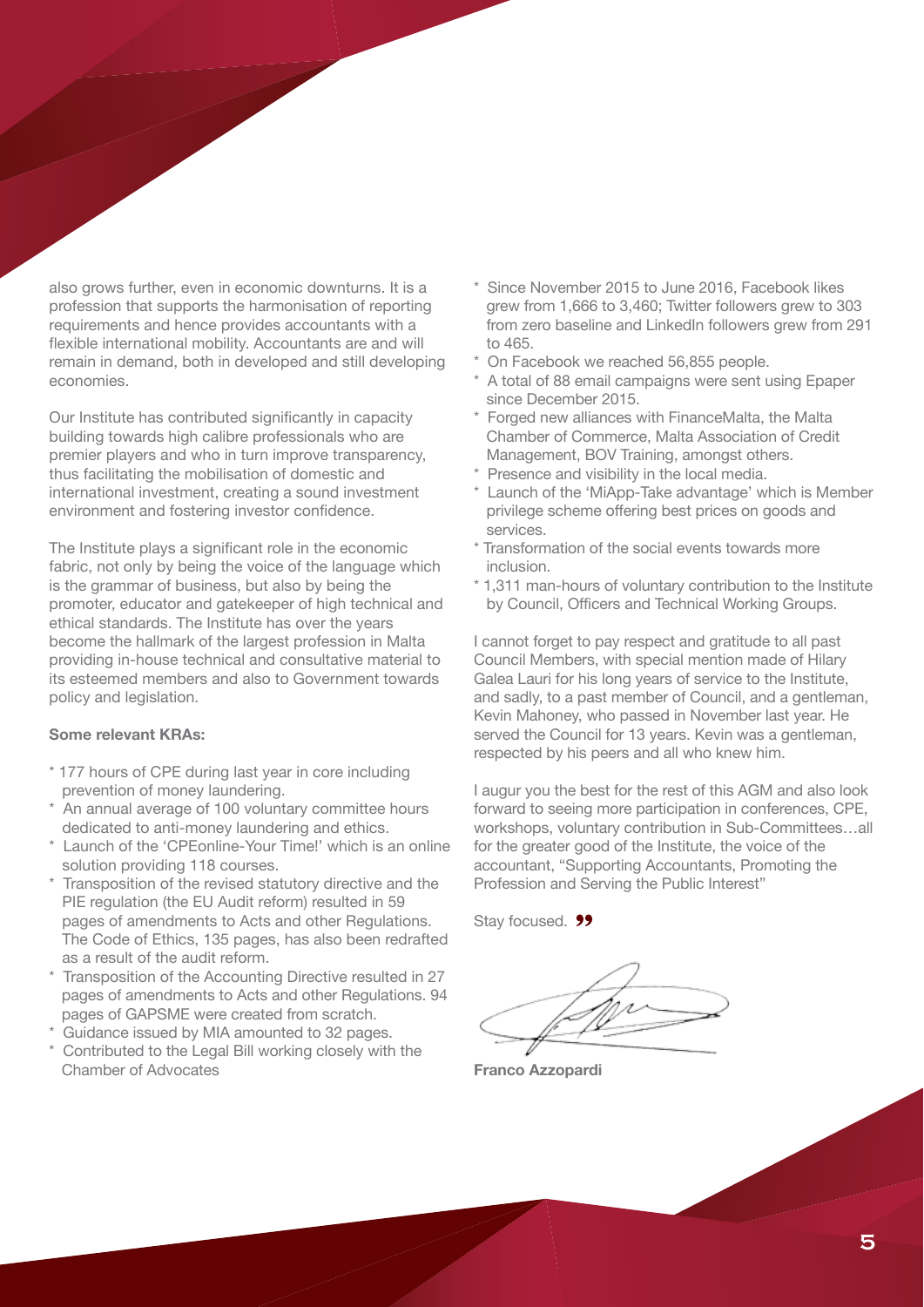also grows further, even in economic downturns. It is a profession that supports the harmonisation of reporting requirements and hence provides accountants with a flexible international mobility. Accountants are and will remain in demand, both in developed and still developing economies.

Our Institute has contributed significantly in capacity building towards high calibre professionals who are premier players and who in turn improve transparency, thus facilitating the mobilisation of domestic and international investment, creating a sound investment environment and fostering investor confidence.

The Institute plays a significant role in the economic fabric, not only by being the voice of the language which is the grammar of business, but also by being the promoter, educator and gatekeeper of high technical and ethical standards. The Institute has over the years become the hallmark of the largest profession in Malta providing in-house technical and consultative material to its esteemed members and also to Government towards policy and legislation.

**Some relevant KRAs:**

* 177 hours of CPE during last year in core including prevention of money laundering.
* An annual average of 100 voluntary committee hours dedicated to anti-money laundering and ethics.
* Launch of the 'CPEonline-Your Time!' which is an online solution providing 118 courses.
* Transposition of the revised statutory directive and the PIE regulation (the EU Audit reform) resulted in 59 pages of amendments to Acts and other Regulations. The Code of Ethics, 135 pages, has also been redrafted as a result of the audit reform.
* Transposition of the Accounting Directive resulted in 27 pages of amendments to Acts and other Regulations. 94 pages of GAPSME were created from scratch.
* Guidance issued by MIA amounted to 32 pages.
* Contributed to the Legal Bill working closely with the Chamber of Advocates
* Since November 2015 to June 2016, Facebook likes grew from 1,666 to 3,460; Twitter followers grew to 303 from zero baseline and LinkedIn followers grew from 291 to 465.
* On Facebook we reached 56,855 people.
* A total of 88 email campaigns were sent using Epaper since December 2015.
* Forged new alliances with FinanceMalta, the Malta Chamber of Commerce, Malta Association of Credit Management, BOV Training, amongst others.
* Presence and visibility in the local media.
* Launch of the 'MiApp-Take advantage' which is Member privilege scheme offering best prices on goods and services.
* Transformation of the social events towards more inclusion.
* 1,311 man-hours of voluntary contribution to the Institute by Council, Officers and Technical Working Groups.

I cannot forget to pay respect and gratitude to all past Council Members, with special mention made of Hilary Galea Lauri for his long years of service to the Institute, and sadly, to a past member of Council, and a gentleman, Kevin Mahoney, who passed in November last year. He served the Council for 13 years. Kevin was a gentleman, respected by his peers and all who knew him.

I augur you the best for the rest of this AGM and also look forward to seeing more participation in conferences, CPE, workshops, voluntary contribution in Sub-Committees…all for the greater good of the Institute, the voice of the accountant, "Supporting Accountants, Promoting the Profession and Serving the Public Interest"

Stay focused. ”

**Franco Azzopardi**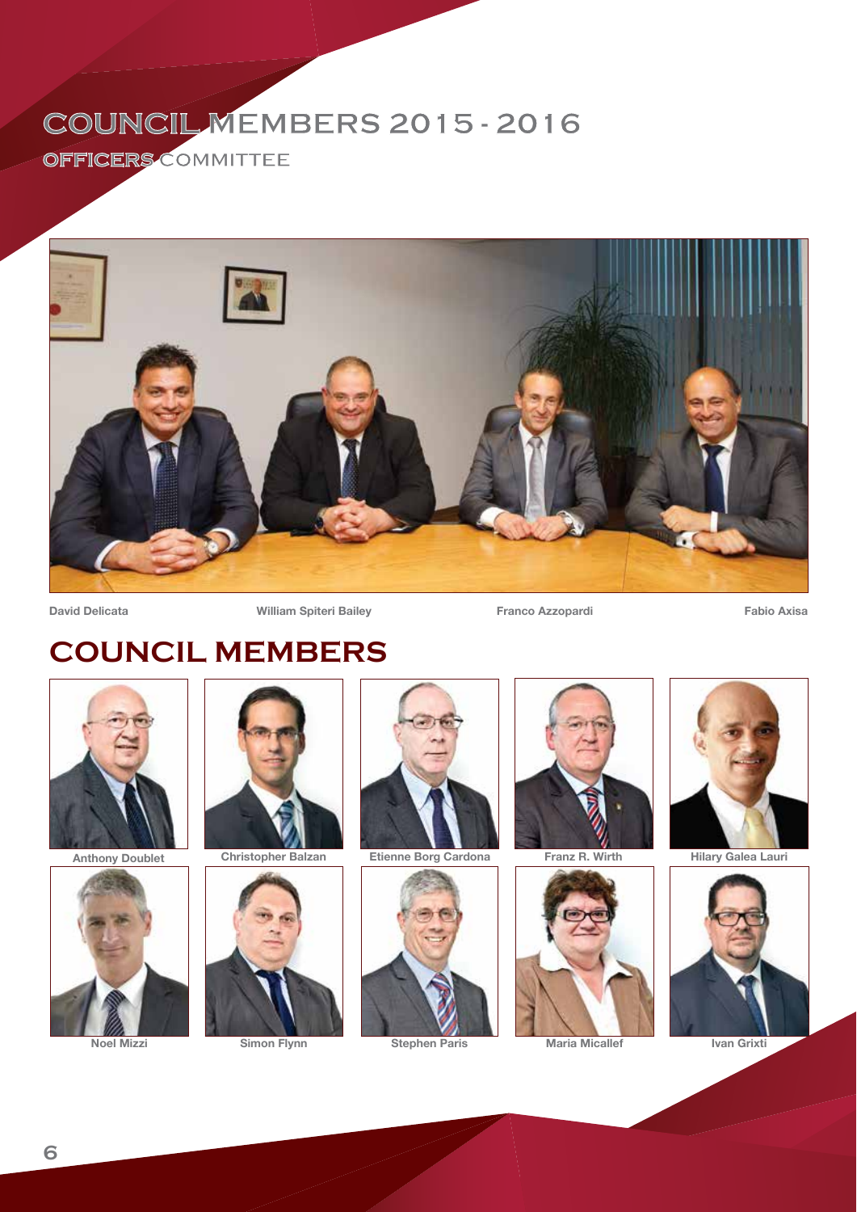# COUNCIL MEMBERS 2015 - 2016

## OFFICERS COMMITTEE

David Delicata

William Spiteri Bailey

Franco Azzopardi

Fabio Axisa

# COUNCIL MEMBERS

Anthony Doublet

Christopher Balzan

Etienne Borg Cardona

Franz R. Wirth

Hilary Galea Lauri

Noel Mizzi

Simon Flynn

Stephen Paris

Maria Micallef

Ivan Grixti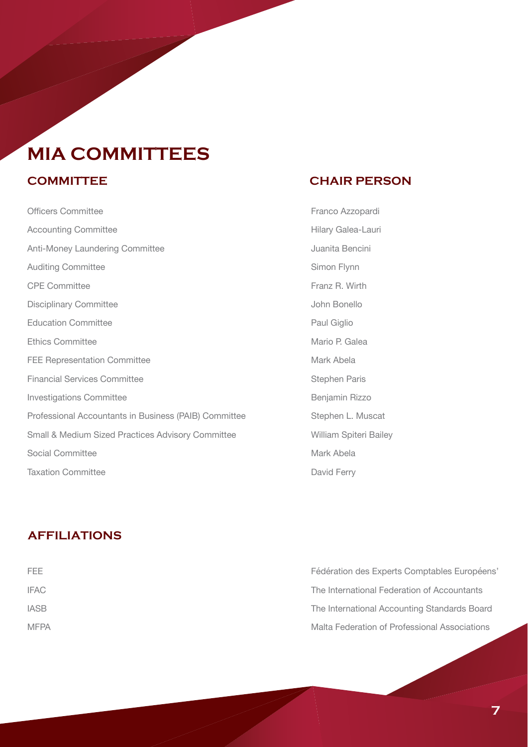# MIA COMMITTEES

| COMMITTEE | CHAIR PERSON |
|---|---|
| Officers Committee | Franco Azzopardi |
| Accounting Committee | Hilary Galea-Lauri |
| Anti-Money Laundering Committee | Juanita Bencini |
| Auditing Committee | Simon Flynn |
| CPE Committee | Franz R. Wirth |
| Disciplinary Committee | John Bonello |
| Education Committee | Paul Giglio |
| Ethics Committee | Mario P. Galea |
| FEE Representation Committee | Mark Abela |
| Financial Services Committee | Stephen Paris |
| Investigations Committee | Benjamin Rizzo |
| Professional Accountants in Business (PAIB) Committee | Stephen L. Muscat |
| Small & Medium Sized Practices Advisory Committee | William Spiteri Bailey |
| Social Committee | Mark Abela |
| Taxation Committee | David Ferry |

## AFFILIATIONS

| | |
|---|---|
| FEE | Fédération des Experts Comptables Européens' |
| IFAC | The International Federation of Accountants |
| IASB | The International Accounting Standards Board |
| MFPA | Malta Federation of Professional Associations |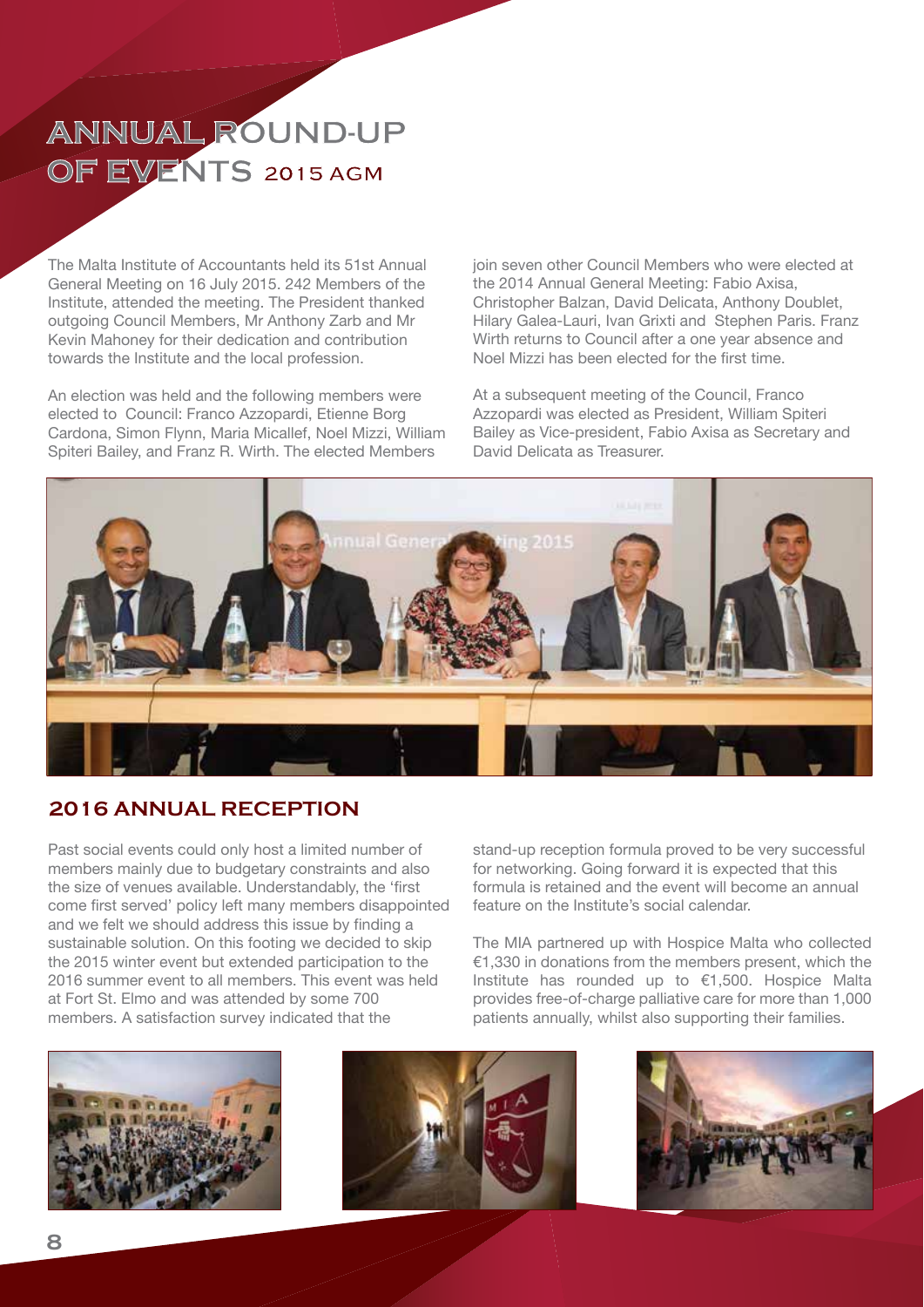# ANNUAL ROUND-UP OF EVENTS 2015 AGM

The Malta Institute of Accountants held its 51st Annual General Meeting on 16 July 2015. 242 Members of the Institute, attended the meeting. The President thanked outgoing Council Members, Mr Anthony Zarb and Mr Kevin Mahoney for their dedication and contribution towards the Institute and the local profession.

An election was held and the following members were elected to Council: Franco Azzopardi, Etienne Borg Cardona, Simon Flynn, Maria Micallef, Noel Mizzi, William Spiteri Bailey, and Franz R. Wirth. The elected Members join seven other Council Members who were elected at the 2014 Annual General Meeting: Fabio Axisa, Christopher Balzan, David Delicata, Anthony Doublet, Hilary Galea-Lauri, Ivan Grixti and Stephen Paris. Franz Wirth returns to Council after a one year absence and Noel Mizzi has been elected for the first time.

At a subsequent meeting of the Council, Franco Azzopardi was elected as President, William Spiteri Bailey as Vice-president, Fabio Axisa as Secretary and David Delicata as Treasurer.

## 2016 ANNUAL RECEPTION

Past social events could only host a limited number of members mainly due to budgetary constraints and also the size of venues available. Understandably, the 'first come first served' policy left many members disappointed and we felt we should address this issue by finding a sustainable solution. On this footing we decided to skip the 2015 winter event but extended participation to the 2016 summer event to all members. This event was held at Fort St. Elmo and was attended by some 700 members. A satisfaction survey indicated that the stand-up reception formula proved to be very successful for networking. Going forward it is expected that this formula is retained and the event will become an annual feature on the Institute's social calendar.

The MIA partnered up with Hospice Malta who collected €1,330 in donations from the members present, which the Institute has rounded up to €1,500. Hospice Malta provides free-of-charge palliative care for more than 1,000 patients annually, whilst also supporting their families.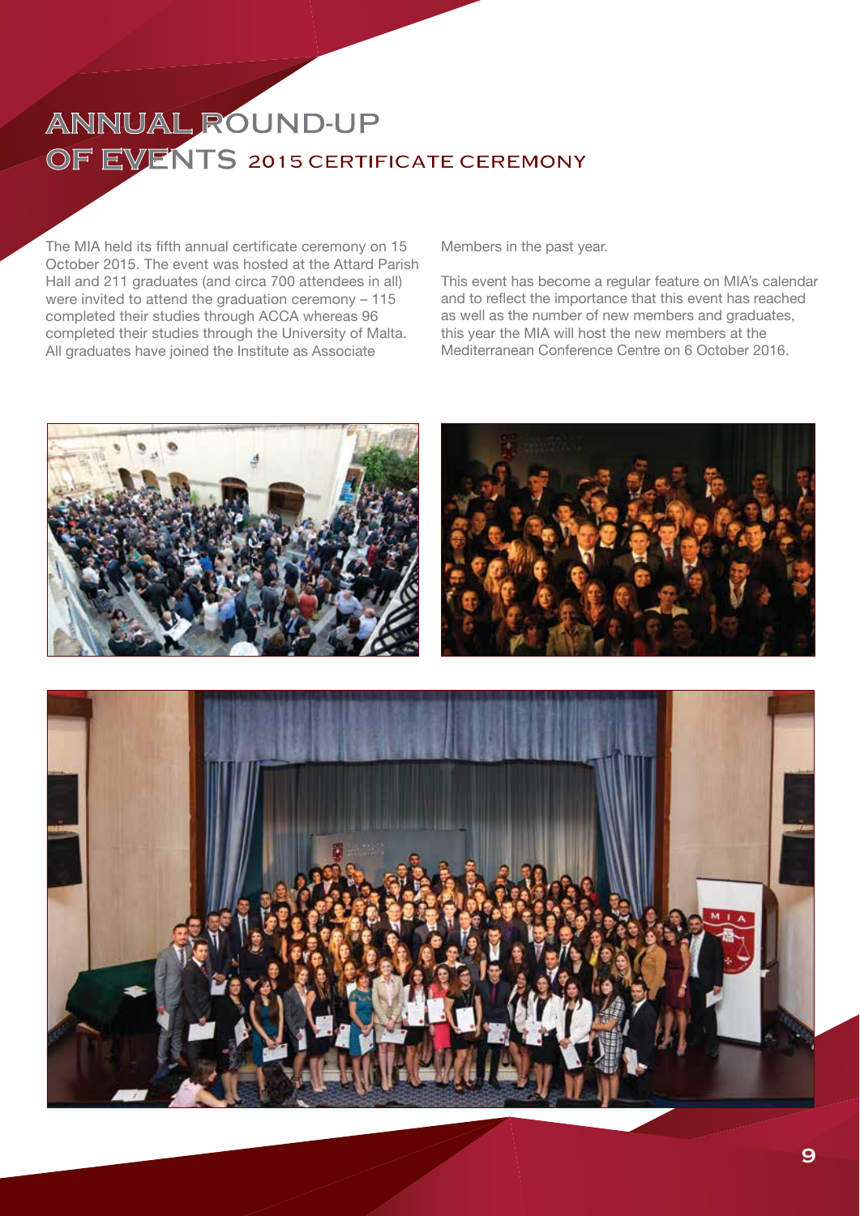# ANNUAL ROUND-UP OF EVENTS

## 2015 CERTIFICATE CEREMONY

The MIA held its fifth annual certificate ceremony on 15 October 2015. The event was hosted at the Attard Parish Hall and 211 graduates (and circa 700 attendees in all) were invited to attend the graduation ceremony – 115 completed their studies through ACCA whereas 96 completed their studies through the University of Malta. All graduates have joined the Institute as Associate Members in the past year.

This event has become a regular feature on MIA's calendar and to reflect the importance that this event has reached as well as the number of new members and graduates, this year the MIA will host the new members at the Mediterranean Conference Centre on 6 October 2016.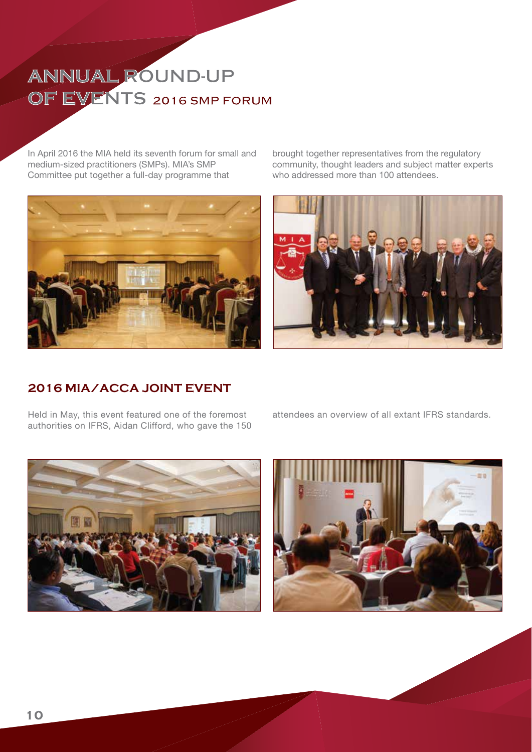# ANNUAL ROUND-UP OF EVENTS

## 2016 SMP FORUM

In April 2016 the MIA held its seventh forum for small and medium-sized practitioners (SMPs). MIA's SMP Committee put together a full-day programme that brought together representatives from the regulatory community, thought leaders and subject matter experts who addressed more than 100 attendees.

## 2016 MIA/ACCA JOINT EVENT

Held in May, this event featured one of the foremost authorities on IFRS, Aidan Clifford, who gave the 150 attendees an overview of all extant IFRS standards.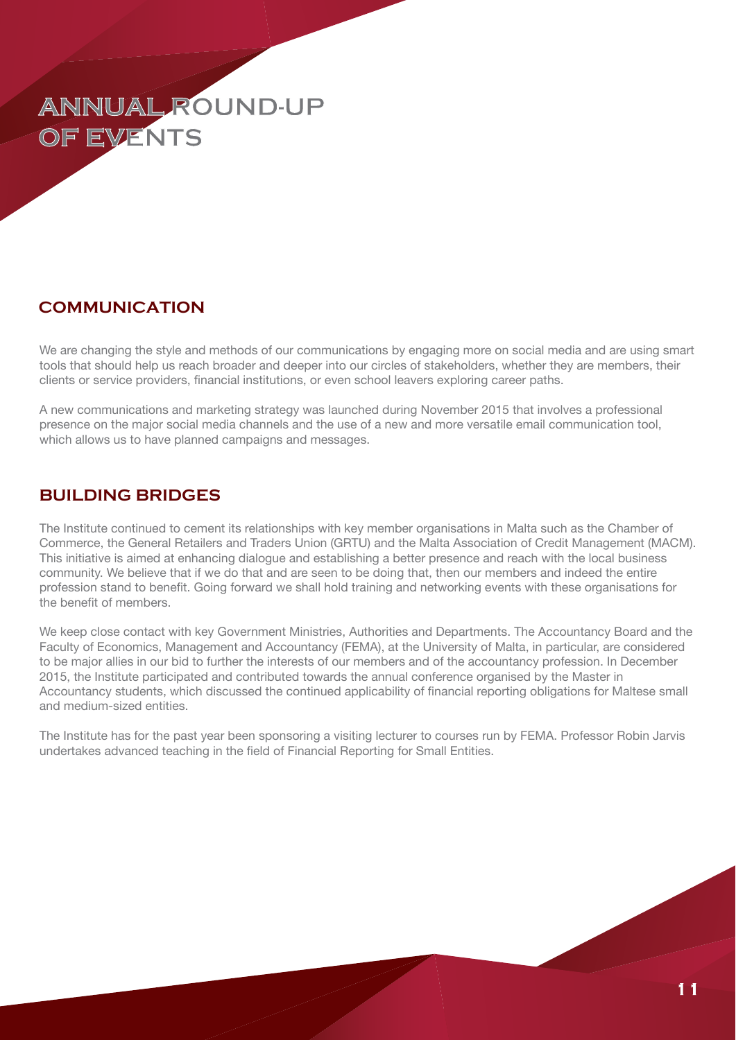# ANNUAL ROUND-UP OF EVENTS

## COMMUNICATION

We are changing the style and methods of our communications by engaging more on social media and are using smart tools that should help us reach broader and deeper into our circles of stakeholders, whether they are members, their clients or service providers, financial institutions, or even school leavers exploring career paths.

A new communications and marketing strategy was launched during November 2015 that involves a professional presence on the major social media channels and the use of a new and more versatile email communication tool, which allows us to have planned campaigns and messages.

## BUILDING BRIDGES

The Institute continued to cement its relationships with key member organisations in Malta such as the Chamber of Commerce, the General Retailers and Traders Union (GRTU) and the Malta Association of Credit Management (MACM). This initiative is aimed at enhancing dialogue and establishing a better presence and reach with the local business community. We believe that if we do that and are seen to be doing that, then our members and indeed the entire profession stand to benefit. Going forward we shall hold training and networking events with these organisations for the benefit of members.

We keep close contact with key Government Ministries, Authorities and Departments. The Accountancy Board and the Faculty of Economics, Management and Accountancy (FEMA), at the University of Malta, in particular, are considered to be major allies in our bid to further the interests of our members and of the accountancy profession. In December 2015, the Institute participated and contributed towards the annual conference organised by the Master in Accountancy students, which discussed the continued applicability of financial reporting obligations for Maltese small and medium-sized entities.

The Institute has for the past year been sponsoring a visiting lecturer to courses run by FEMA. Professor Robin Jarvis undertakes advanced teaching in the field of Financial Reporting for Small Entities.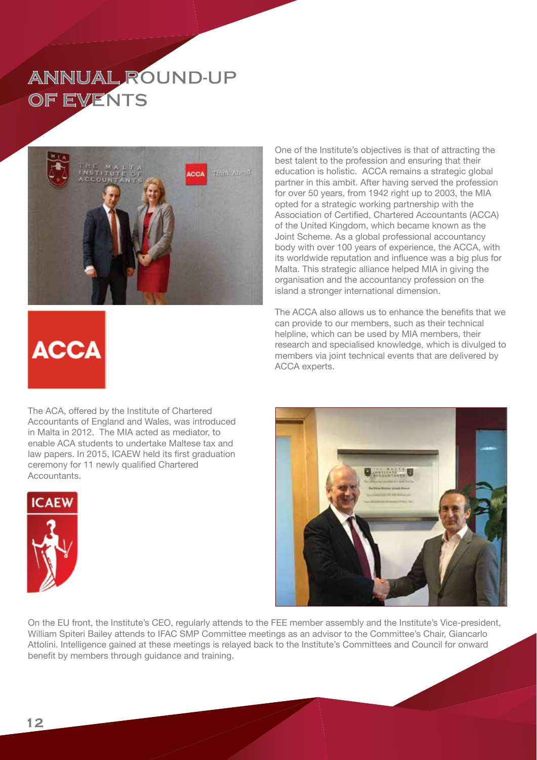# ANNUAL ROUND-UP OF EVENTS

One of the Institute's objectives is that of attracting the best talent to the profession and ensuring that their education is holistic. ACCA remains a strategic global partner in this ambit. After having served the profession for over 50 years, from 1942 right up to 2003, the MIA opted for a strategic working partnership with the Association of Certified, Chartered Accountants (ACCA) of the United Kingdom, which became known as the Joint Scheme. As a global professional accountancy body with over 100 years of experience, the ACCA, with its worldwide reputation and influence was a big plus for Malta. This strategic alliance helped MIA in giving the organisation and the accountancy profession on the island a stronger international dimension.

The ACCA also allows us to enhance the benefits that we can provide to our members, such as their technical helpline, which can be used by MIA members, their research and specialised knowledge, which is divulged to members via joint technical events that are delivered by ACCA experts.

The ACA, offered by the Institute of Chartered Accountants of England and Wales, was introduced in Malta in 2012. The MIA acted as mediator, to enable ACA students to undertake Maltese tax and law papers. In 2015, ICAEW held its first graduation ceremony for 11 newly qualified Chartered Accountants.

On the EU front, the Institute's CEO, regularly attends to the FEE member assembly and the Institute's Vice-president, William Spiteri Bailey attends to IFAC SMP Committee meetings as an advisor to the Committee's Chair, Giancarlo Attolini. Intelligence gained at these meetings is relayed back to the Institute's Committees and Council for onward benefit by members through guidance and training.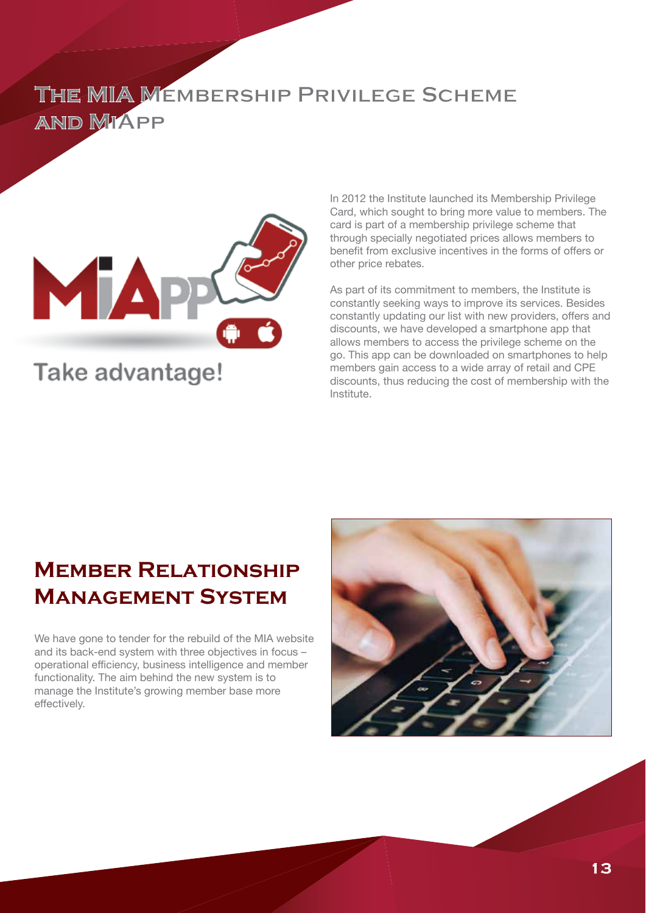# The MIA Membership Privilege Scheme and MiApp

Take advantage!

In 2012 the Institute launched its Membership Privilege Card, which sought to bring more value to members. The card is part of a membership privilege scheme that through specially negotiated prices allows members to benefit from exclusive incentives in the forms of offers or other price rebates.

As part of its commitment to members, the Institute is constantly seeking ways to improve its services. Besides constantly updating our list with new providers, offers and discounts, we have developed a smartphone app that allows members to access the privilege scheme on the go. This app can be downloaded on smartphones to help members gain access to a wide array of retail and CPE discounts, thus reducing the cost of membership with the Institute.

# Member Relationship Management System

We have gone to tender for the rebuild of the MIA website and its back-end system with three objectives in focus – operational efficiency, business intelligence and member functionality. The aim behind the new system is to manage the Institute's growing member base more effectively.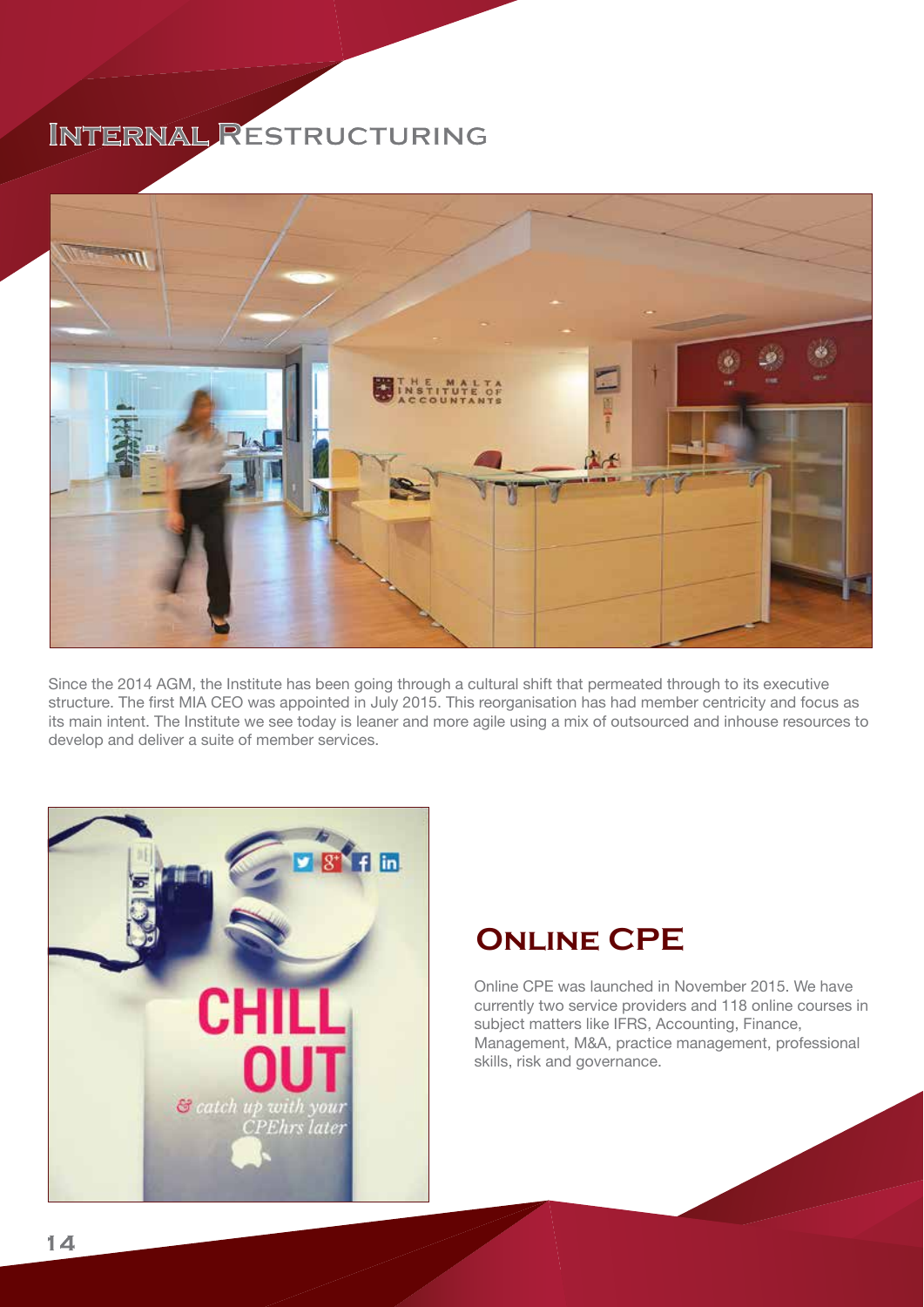# Internal Restructuring

Since the 2014 AGM, the Institute has been going through a cultural shift that permeated through to its executive structure. The first MIA CEO was appointed in July 2015. This reorganisation has had member centricity and focus as its main intent. The Institute we see today is leaner and more agile using a mix of outsourced and inhouse resources to develop and deliver a suite of member services.

## Online CPE

Online CPE was launched in November 2015. We have currently two service providers and 118 online courses in subject matters like IFRS, Accounting, Finance, Management, M&A, practice management, professional skills, risk and governance.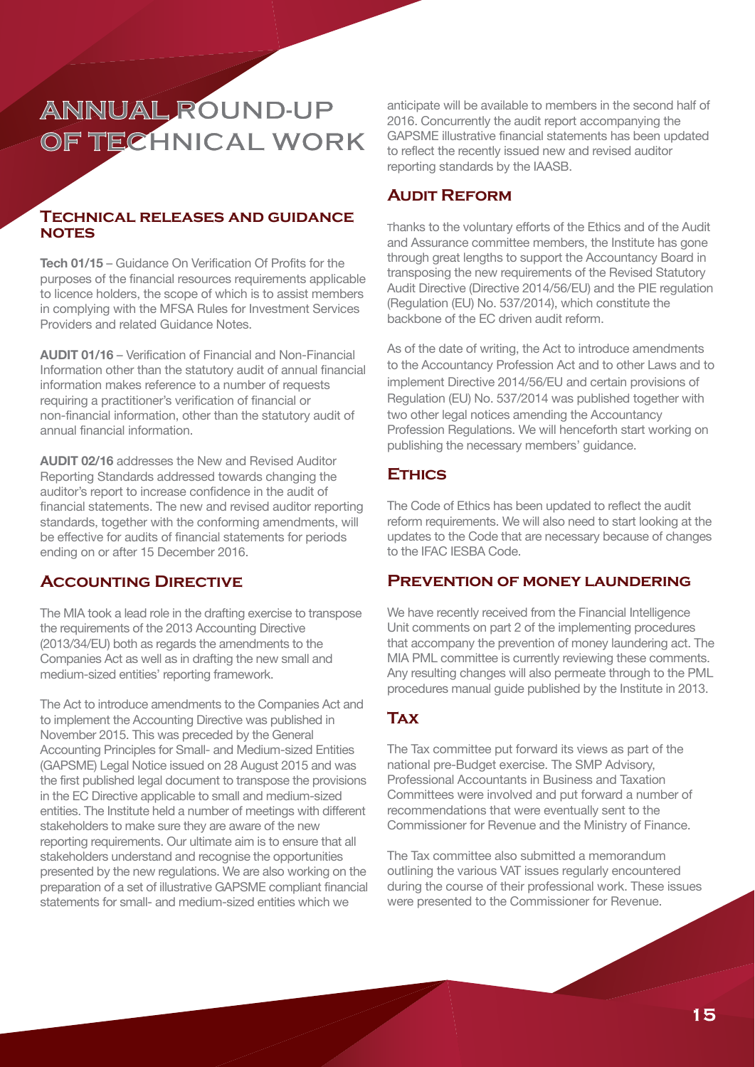# ANNUAL ROUND-UP OF TECHNICAL WORK

## Technical releases and guidance notes

**Tech 01/15** – Guidance On Verification Of Profits for the purposes of the financial resources requirements applicable to licence holders, the scope of which is to assist members in complying with the MFSA Rules for Investment Services Providers and related Guidance Notes.

**AUDIT 01/16** – Verification of Financial and Non-Financial Information other than the statutory audit of annual financial information makes reference to a number of requests requiring a practitioner's verification of financial or non-financial information, other than the statutory audit of annual financial information.

**AUDIT 02/16** addresses the New and Revised Auditor Reporting Standards addressed towards changing the auditor's report to increase confidence in the audit of financial statements. The new and revised auditor reporting standards, together with the conforming amendments, will be effective for audits of financial statements for periods ending on or after 15 December 2016.

## Accounting Directive

The MIA took a lead role in the drafting exercise to transpose the requirements of the 2013 Accounting Directive (2013/34/EU) both as regards the amendments to the Companies Act as well as in drafting the new small and medium-sized entities' reporting framework.

The Act to introduce amendments to the Companies Act and to implement the Accounting Directive was published in November 2015. This was preceded by the General Accounting Principles for Small- and Medium-sized Entities (GAPSME) Legal Notice issued on 28 August 2015 and was the first published legal document to transpose the provisions in the EC Directive applicable to small and medium-sized entities. The Institute held a number of meetings with different stakeholders to make sure they are aware of the new reporting requirements. Our ultimate aim is to ensure that all stakeholders understand and recognise the opportunities presented by the new regulations. We are also working on the preparation of a set of illustrative GAPSME compliant financial statements for small- and medium-sized entities which we anticipate will be available to members in the second half of 2016. Concurrently the audit report accompanying the GAPSME illustrative financial statements has been updated to reflect the recently issued new and revised auditor reporting standards by the IAASB.

## Audit Reform

Thanks to the voluntary efforts of the Ethics and of the Audit and Assurance committee members, the Institute has gone through great lengths to support the Accountancy Board in transposing the new requirements of the Revised Statutory Audit Directive (Directive 2014/56/EU) and the PIE regulation (Regulation (EU) No. 537/2014), which constitute the backbone of the EC driven audit reform.

As of the date of writing, the Act to introduce amendments to the Accountancy Profession Act and to other Laws and to implement Directive 2014/56/EU and certain provisions of Regulation (EU) No. 537/2014 was published together with two other legal notices amending the Accountancy Profession Regulations. We will henceforth start working on publishing the necessary members' guidance.

## Ethics

The Code of Ethics has been updated to reflect the audit reform requirements. We will also need to start looking at the updates to the Code that are necessary because of changes to the IFAC IESBA Code.

## Prevention of money laundering

We have recently received from the Financial Intelligence Unit comments on part 2 of the implementing procedures that accompany the prevention of money laundering act. The MIA PML committee is currently reviewing these comments. Any resulting changes will also permeate through to the PML procedures manual guide published by the Institute in 2013.

## Tax

The Tax committee put forward its views as part of the national pre-Budget exercise. The SMP Advisory, Professional Accountants in Business and Taxation Committees were involved and put forward a number of recommendations that were eventually sent to the Commissioner for Revenue and the Ministry of Finance.

The Tax committee also submitted a memorandum outlining the various VAT issues regularly encountered during the course of their professional work. These issues were presented to the Commissioner for Revenue.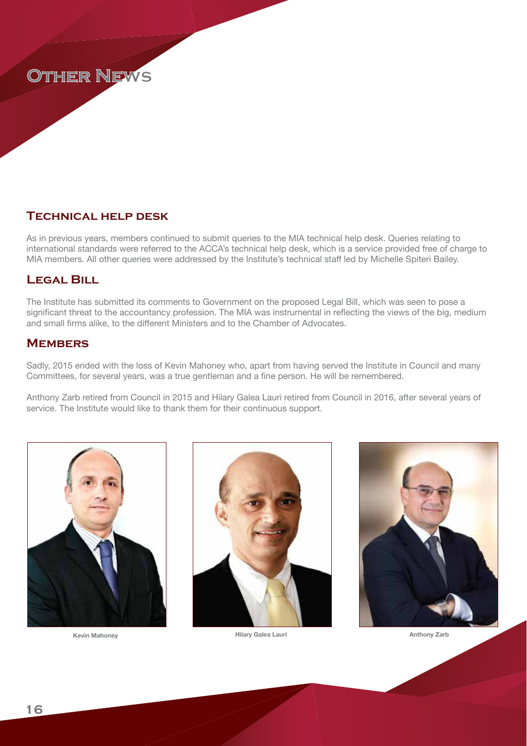# Other News

## Technical help desk

As in previous years, members continued to submit queries to the MIA technical help desk. Queries relating to international standards were referred to the ACCA's technical help desk, which is a service provided free of charge to MIA members. All other queries were addressed by the Institute's technical staff led by Michelle Spiteri Bailey.

## Legal Bill

The Institute has submitted its comments to Government on the proposed Legal Bill, which was seen to pose a significant threat to the accountancy profession. The MIA was instrumental in reflecting the views of the big, medium and small firms alike, to the different Ministers and to the Chamber of Advocates.

## Members

Sadly, 2015 ended with the loss of Kevin Mahoney who, apart from having served the Institute in Council and many Committees, for several years, was a true gentleman and a fine person. He will be remembered.

Anthony Zarb retired from Council in 2015 and Hilary Galea Lauri retired from Council in 2016, after several years of service. The Institute would like to thank them for their continuous support.

Kevin Mahoney

Hilary Galea Lauri

Anthony Zarb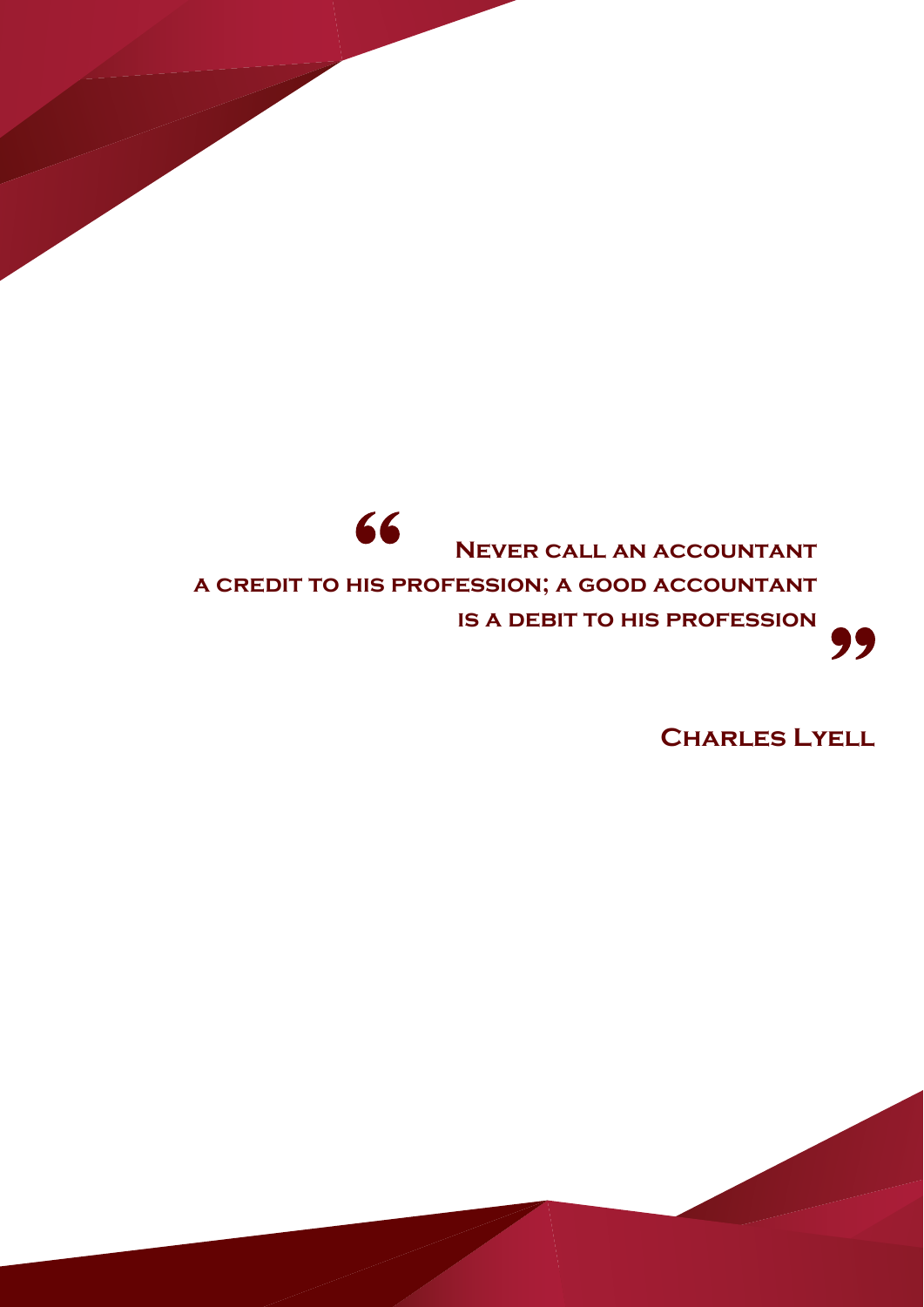> "Never call an accountant a credit to his profession; a good accountant is a debit to his profession"

**Charles Lyell**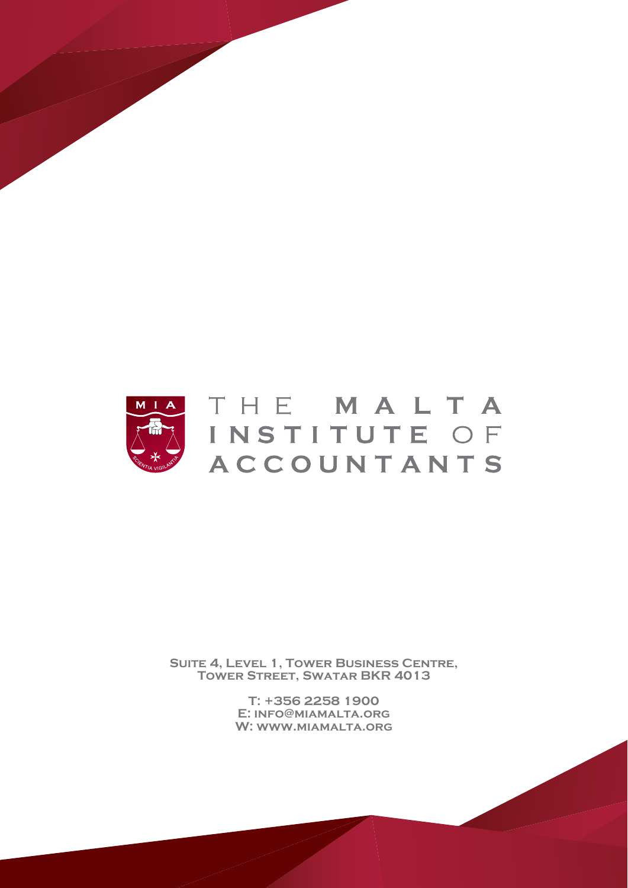THE MALTA INSTITUTE OF ACCOUNTANTS

Suite 4, Level 1, Tower Business Centre,
Tower Street, Swatar BKR 4013

T: +356 2258 1900
E: info@miamalta.org
W: www.miamalta.org